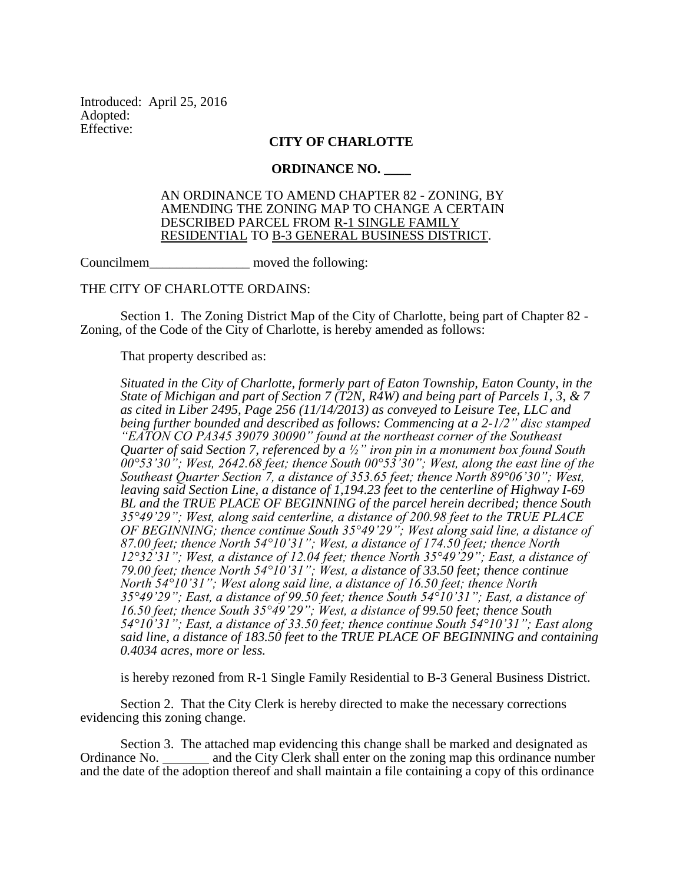Introduced: April 25, 2016
Adopted:
Effective:

**CITY OF CHARLOTTE**

**ORDINANCE NO. \_\_\_\_**

AN ORDINANCE TO AMEND CHAPTER 82 - ZONING, BY AMENDING THE ZONING MAP TO CHANGE A CERTAIN DESCRIBED PARCEL FROM R-1 SINGLE FAMILY RESIDENTIAL TO B-3 GENERAL BUSINESS DISTRICT.

Councilmem\_\_\_\_\_\_\_\_\_\_\_\_\_\_\_ moved the following:

THE CITY OF CHARLOTTE ORDAINS:

Section 1. The Zoning District Map of the City of Charlotte, being part of Chapter 82 - Zoning, of the Code of the City of Charlotte, is hereby amended as follows:

That property described as:

*Situated in the City of Charlotte, formerly part of Eaton Township, Eaton County, in the State of Michigan and part of Section 7 (T2N, R4W) and being part of Parcels 1, 3, & 7 as cited in Liber 2495, Page 256 (11/14/2013) as conveyed to Leisure Tee, LLC and being further bounded and described as follows: Commencing at a 2-1/2" disc stamped "EATON CO PA345 39079 30090" found at the northeast corner of the Southeast Quarter of said Section 7, referenced by a ½" iron pin in a monument box found South 00°53'30"; West, 2642.68 feet; thence South 00°53'30"; West, along the east line of the Southeast Quarter Section 7, a distance of 353.65 feet; thence North 89°06'30"; West, leaving said Section Line, a distance of 1,194.23 feet to the centerline of Highway I-69 BL and the TRUE PLACE OF BEGINNING of the parcel herein decribed; thence South 35°49'29"; West, along said centerline, a distance of 200.98 feet to the TRUE PLACE OF BEGINNING; thence continue South 35°49'29"; West along said line, a distance of 87.00 feet; thence North 54°10'31"; West, a distance of 174.50 feet; thence North 12°32'31"; West, a distance of 12.04 feet; thence North 35°49'29"; East, a distance of 79.00 feet; thence North 54°10'31"; West, a distance of 33.50 feet; thence continue North 54°10'31"; West along said line, a distance of 16.50 feet; thence North 35°49'29"; East, a distance of 99.50 feet; thence South 54°10'31"; East, a distance of 16.50 feet; thence South 35°49'29"; West, a distance of 99.50 feet; thence South 54°10'31"; East, a distance of 33.50 feet; thence continue South 54°10'31"; East along said line, a distance of 183.50 feet to the TRUE PLACE OF BEGINNING and containing 0.4034 acres, more or less.*

is hereby rezoned from R-1 Single Family Residential to B-3 General Business District.

Section 2. That the City Clerk is hereby directed to make the necessary corrections evidencing this zoning change.

Section 3. The attached map evidencing this change shall be marked and designated as Ordinance No. \_\_\_\_\_\_\_ and the City Clerk shall enter on the zoning map this ordinance number and the date of the adoption thereof and shall maintain a file containing a copy of this ordinance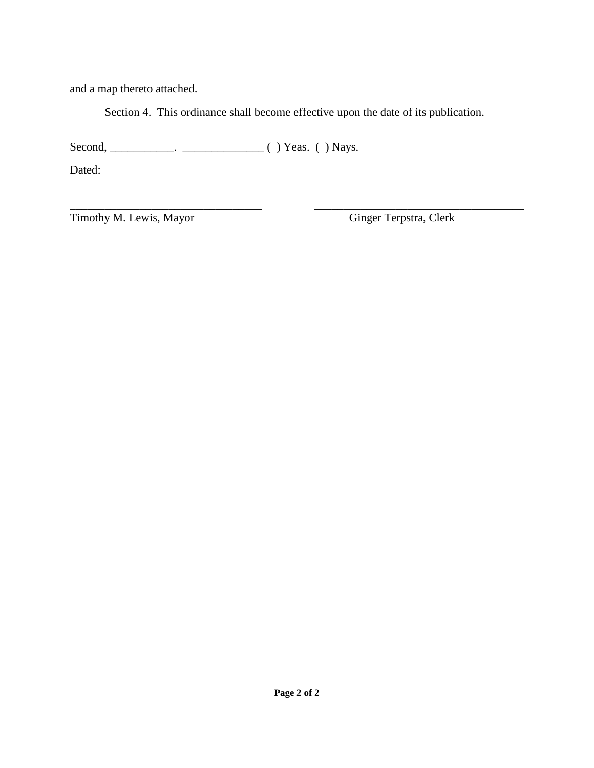and a map thereto attached.

Section 4. This ordinance shall become effective upon the date of its publication.

Second, ___________. ______________ ( ) Yeas. ( ) Nays.

Dated:

_________________________________ _____________________________________

Timothy M. Lewis, Mayor Ginger Terpstra, Clerk